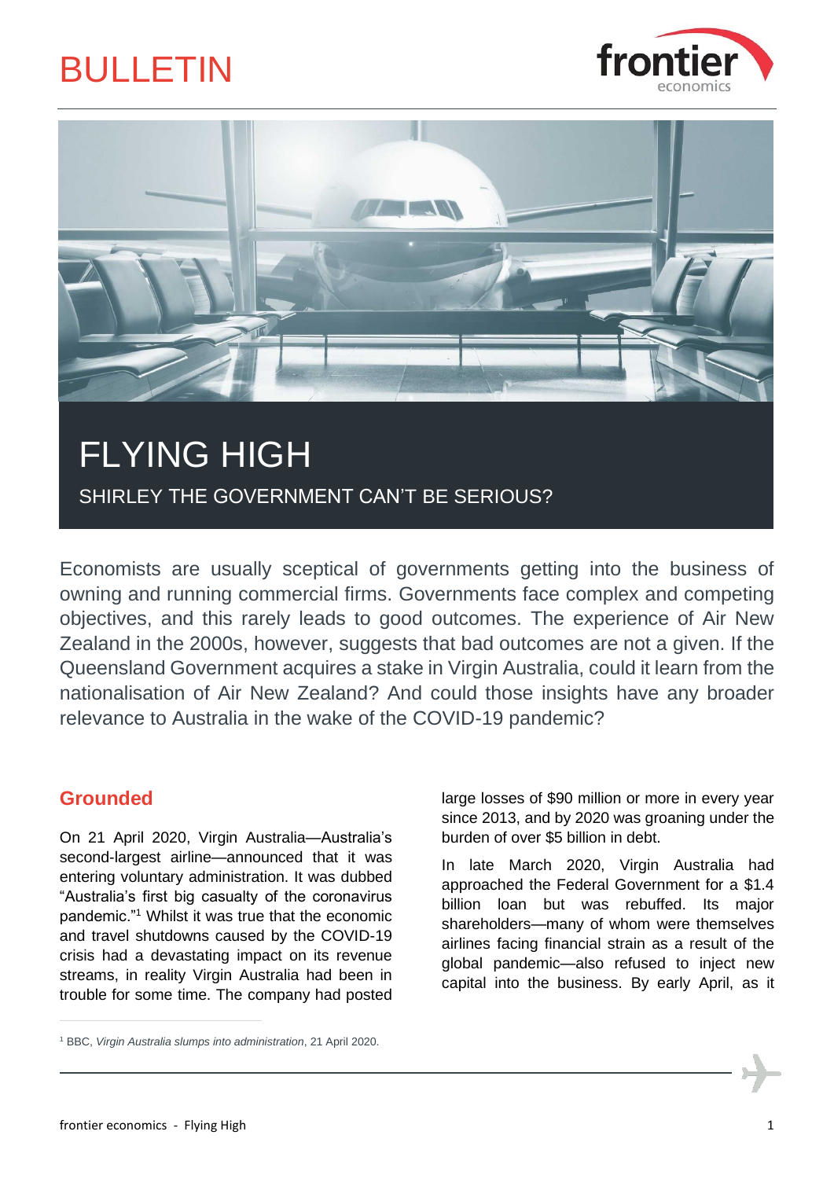# BULLETIN

# FLYING HIGH

## SHIRLEY THE GOVERNMENT CAN'T BE SERIOUS?

Economists are usually sceptical of governments getting into the business of owning and running commercial firms. Governments face complex and competing objectives, and this rarely leads to good outcomes. The experience of Air New Zealand in the 2000s, however, suggests that bad outcomes are not a given. If the Queensland Government acquires a stake in Virgin Australia, could it learn from the nationalisation of Air New Zealand? And could those insights have any broader relevance to Australia in the wake of the COVID-19 pandemic?

## Grounded

On 21 April 2020, Virgin Australia—Australia's second-largest airline—announced that it was entering voluntary administration. It was dubbed "Australia's first big casualty of the coronavirus pandemic."[1] Whilst it was true that the economic and travel shutdowns caused by the COVID-19 crisis had a devastating impact on its revenue streams, in reality Virgin Australia had been in trouble for some time. The company had posted large losses of $90 million or more in every year since 2013, and by 2020 was groaning under the burden of over $5 billion in debt.

In late March 2020, Virgin Australia had approached the Federal Government for a $1.4 billion loan but was rebuffed. Its major shareholders—many of whom were themselves airlines facing financial strain as a result of the global pandemic—also refused to inject new capital into the business. By early April, as it

[1] BBC, *Virgin Australia slumps into administration*, 21 April 2020.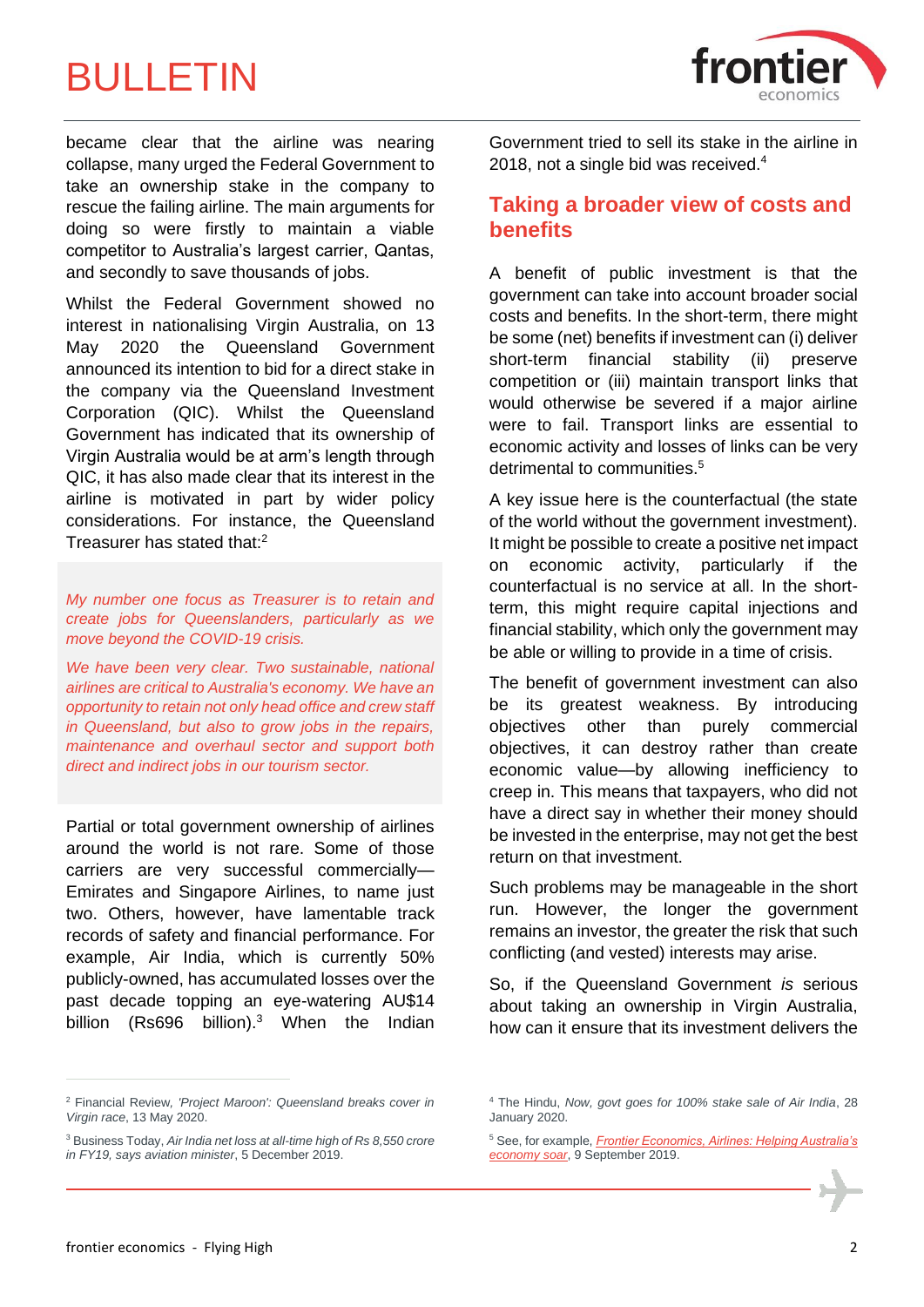became clear that the airline was nearing collapse, many urged the Federal Government to take an ownership stake in the company to rescue the failing airline. The main arguments for doing so were firstly to maintain a viable competitor to Australia's largest carrier, Qantas, and secondly to save thousands of jobs.

Whilst the Federal Government showed no interest in nationalising Virgin Australia, on 13 May 2020 the Queensland Government announced its intention to bid for a direct stake in the company via the Queensland Investment Corporation (QIC). Whilst the Queensland Government has indicated that its ownership of Virgin Australia would be at arm's length through QIC, it has also made clear that its interest in the airline is motivated in part by wider policy considerations. For instance, the Queensland Treasurer has stated that:[2]

> *My number one focus as Treasurer is to retain and create jobs for Queenslanders, particularly as we move beyond the COVID-19 crisis.*
>
> *We have been very clear. Two sustainable, national airlines are critical to Australia's economy. We have an opportunity to retain not only head office and crew staff in Queensland, but also to grow jobs in the repairs, maintenance and overhaul sector and support both direct and indirect jobs in our tourism sector.*

Partial or total government ownership of airlines around the world is not rare. Some of those carriers are very successful commercially—Emirates and Singapore Airlines, to name just two. Others, however, have lamentable track records of safety and financial performance. For example, Air India, which is currently 50% publicly-owned, has accumulated losses over the past decade topping an eye-watering AU$14 billion (Rs696 billion).[3] When the Indian Government tried to sell its stake in the airline in 2018, not a single bid was received.[4]

## Taking a broader view of costs and benefits

A benefit of public investment is that the government can take into account broader social costs and benefits. In the short-term, there might be some (net) benefits if investment can (i) deliver short-term financial stability (ii) preserve competition or (iii) maintain transport links that would otherwise be severed if a major airline were to fail. Transport links are essential to economic activity and losses of links can be very detrimental to communities.[5]

A key issue here is the counterfactual (the state of the world without the government investment). It might be possible to create a positive net impact on economic activity, particularly if the counterfactual is no service at all. In the short-term, this might require capital injections and financial stability, which only the government may be able or willing to provide in a time of crisis.

The benefit of government investment can also be its greatest weakness. By introducing objectives other than purely commercial objectives, it can destroy rather than create economic value—by allowing inefficiency to creep in. This means that taxpayers, who did not have a direct say in whether their money should be invested in the enterprise, may not get the best return on that investment.

Such problems may be manageable in the short run. However, the longer the government remains an investor, the greater the risk that such conflicting (and vested) interests may arise.

So, if the Queensland Government *is* serious about taking an ownership in Virgin Australia, how can it ensure that its investment delivers the

---

[2] Financial Review, *'Project Maroon': Queensland breaks cover in Virgin race*, 13 May 2020.

[3] Business Today, *Air India net loss at all-time high of Rs 8,550 crore in FY19, says aviation minister*, 5 December 2019.

[4] The Hindu, *Now, govt goes for 100% stake sale of Air India*, 28 January 2020.

[5] See, for example, *Frontier Economics, Airlines: Helping Australia's economy soar*, 9 September 2019.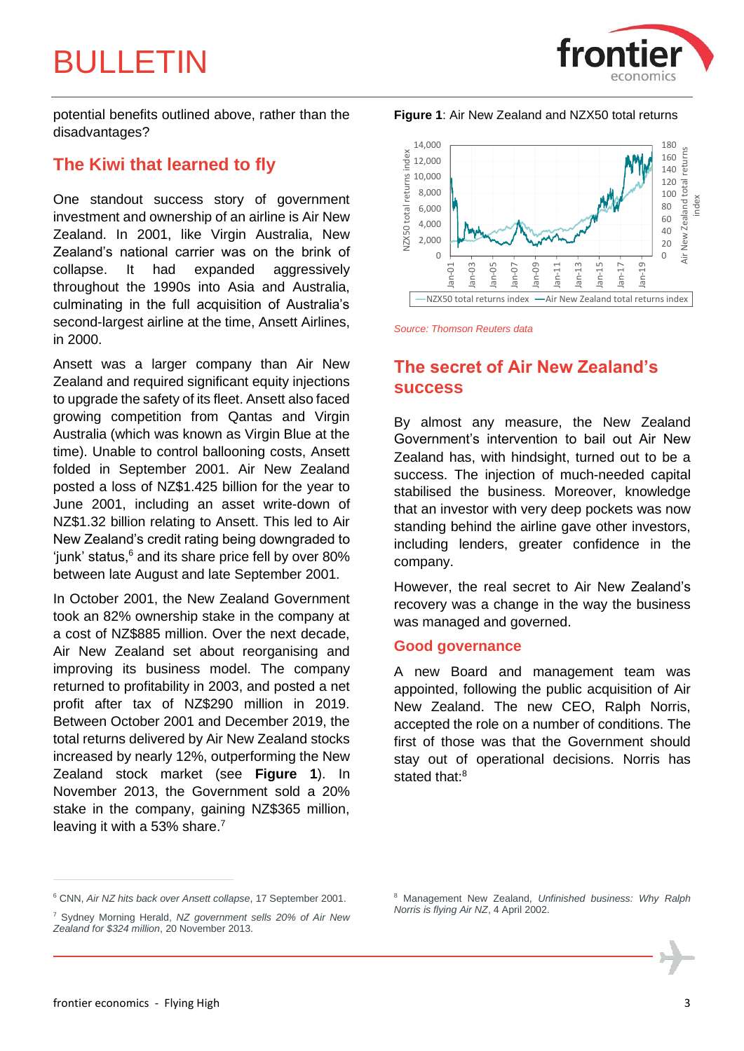potential benefits outlined above, rather than the disadvantages?

## The Kiwi that learned to fly

One standout success story of government investment and ownership of an airline is Air New Zealand. In 2001, like Virgin Australia, New Zealand's national carrier was on the brink of collapse. It had expanded aggressively throughout the 1990s into Asia and Australia, culminating in the full acquisition of Australia's second-largest airline at the time, Ansett Airlines, in 2000.

Ansett was a larger company than Air New Zealand and required significant equity injections to upgrade the safety of its fleet. Ansett also faced growing competition from Qantas and Virgin Australia (which was known as Virgin Blue at the time). Unable to control ballooning costs, Ansett folded in September 2001. Air New Zealand posted a loss of NZ$1.425 billion for the year to June 2001, including an asset write-down of NZ$1.32 billion relating to Ansett. This led to Air New Zealand's credit rating being downgraded to 'junk' status,[6] and its share price fell by over 80% between late August and late September 2001.

In October 2001, the New Zealand Government took an 82% ownership stake in the company at a cost of NZ$885 million. Over the next decade, Air New Zealand set about reorganising and improving its business model. The company returned to profitability in 2003, and posted a net profit after tax of NZ$290 million in 2019. Between October 2001 and December 2019, the total returns delivered by Air New Zealand stocks increased by nearly 12%, outperforming the New Zealand stock market (see **Figure 1**). In November 2013, the Government sold a 20% stake in the company, gaining NZ$365 million, leaving it with a 53% share.[7]

**Figure 1**: Air New Zealand and NZX50 total returns

*Source: Thomson Reuters data*

## The secret of Air New Zealand's success

By almost any measure, the New Zealand Government's intervention to bail out Air New Zealand has, with hindsight, turned out to be a success. The injection of much-needed capital stabilised the business. Moreover, knowledge that an investor with very deep pockets was now standing behind the airline gave other investors, including lenders, greater confidence in the company.

However, the real secret to Air New Zealand's recovery was a change in the way the business was managed and governed.

### Good governance

A new Board and management team was appointed, following the public acquisition of Air New Zealand. The new CEO, Ralph Norris, accepted the role on a number of conditions. The first of those was that the Government should stay out of operational decisions. Norris has stated that:[8]

---

[6] CNN, *Air NZ hits back over Ansett collapse*, 17 September 2001.

[7] Sydney Morning Herald, *NZ government sells 20% of Air New Zealand for $324 million*, 20 November 2013.

[8] Management New Zealand, *Unfinished business: Why Ralph Norris is flying Air NZ*, 4 April 2002.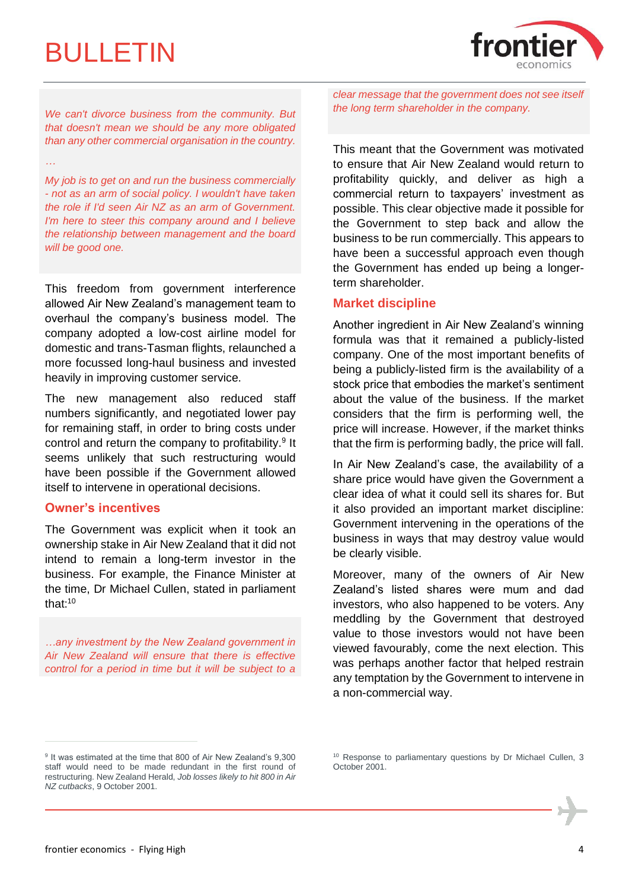*We can't divorce business from the community. But that doesn't mean we should be any more obligated than any other commercial organisation in the country.*

*…*

*My job is to get on and run the business commercially - not as an arm of social policy. I wouldn't have taken the role if I'd seen Air NZ as an arm of Government. I'm here to steer this company around and I believe the relationship between management and the board will be good one.*

This freedom from government interference allowed Air New Zealand's management team to overhaul the company's business model. The company adopted a low-cost airline model for domestic and trans-Tasman flights, relaunched a more focussed long-haul business and invested heavily in improving customer service.

The new management also reduced staff numbers significantly, and negotiated lower pay for remaining staff, in order to bring costs under control and return the company to profitability.[9] It seems unlikely that such restructuring would have been possible if the Government allowed itself to intervene in operational decisions.

## Owner's incentives

The Government was explicit when it took an ownership stake in Air New Zealand that it did not intend to remain a long-term investor in the business. For example, the Finance Minister at the time, Dr Michael Cullen, stated in parliament that:[10]

*…any investment by the New Zealand government in Air New Zealand will ensure that there is effective control for a period in time but it will be subject to a clear message that the government does not see itself the long term shareholder in the company.*

This meant that the Government was motivated to ensure that Air New Zealand would return to profitability quickly, and deliver as high a commercial return to taxpayers' investment as possible. This clear objective made it possible for the Government to step back and allow the business to be run commercially. This appears to have been a successful approach even though the Government has ended up being a longer-term shareholder.

## Market discipline

Another ingredient in Air New Zealand's winning formula was that it remained a publicly-listed company. One of the most important benefits of being a publicly-listed firm is the availability of a stock price that embodies the market's sentiment about the value of the business. If the market considers that the firm is performing well, the price will increase. However, if the market thinks that the firm is performing badly, the price will fall.

In Air New Zealand's case, the availability of a share price would have given the Government a clear idea of what it could sell its shares for. But it also provided an important market discipline: Government intervening in the operations of the business in ways that may destroy value would be clearly visible.

Moreover, many of the owners of Air New Zealand's listed shares were mum and dad investors, who also happened to be voters. Any meddling by the Government that destroyed value to those investors would not have been viewed favourably, come the next election. This was perhaps another factor that helped restrain any temptation by the Government to intervene in a non-commercial way.

---

[9] It was estimated at the time that 800 of Air New Zealand's 9,300 staff would need to be made redundant in the first round of restructuring. New Zealand Herald, *Job losses likely to hit 800 in Air NZ cutbacks*, 9 October 2001.

[10] Response to parliamentary questions by Dr Michael Cullen, 3 October 2001.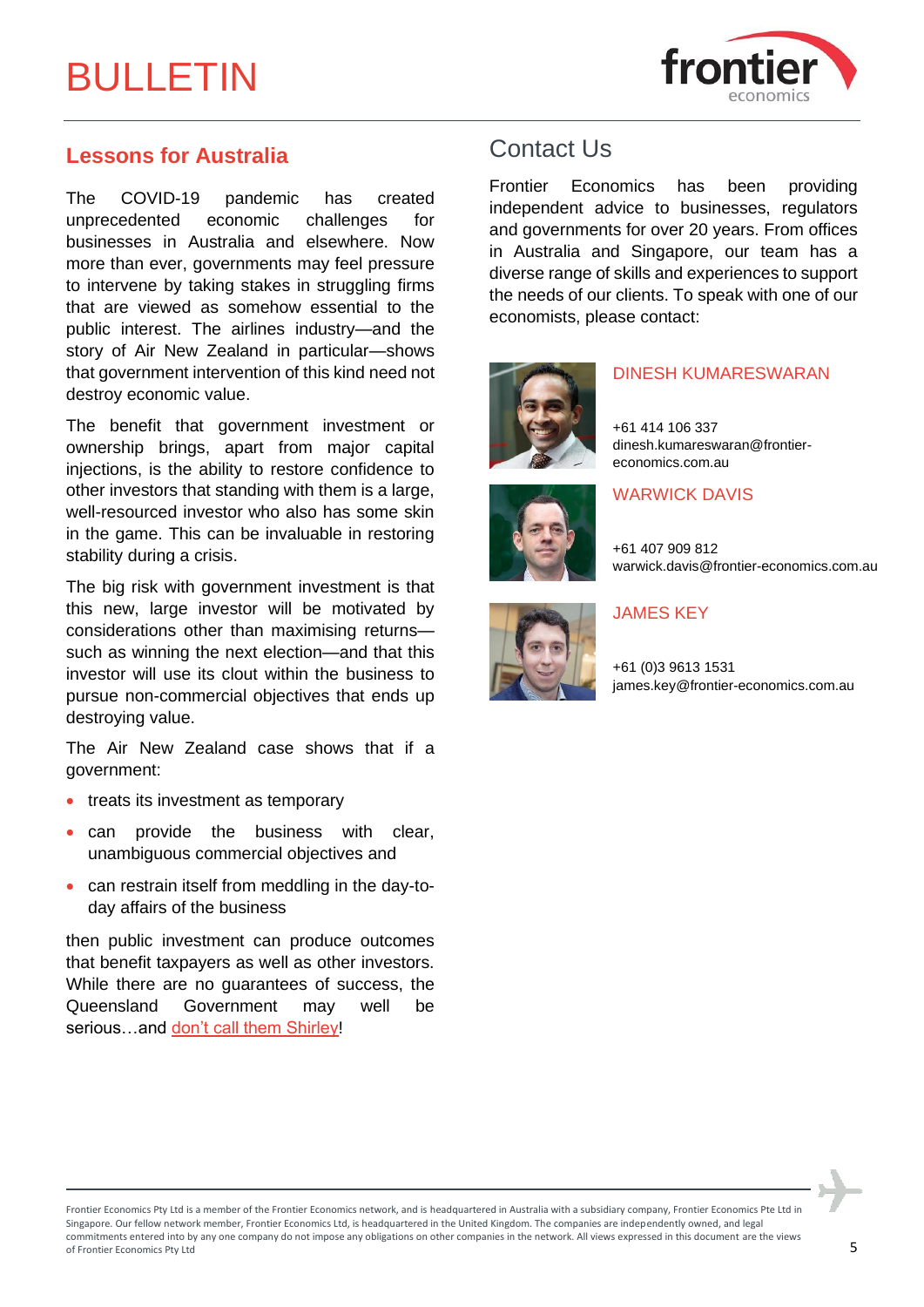## Lessons for Australia

The COVID-19 pandemic has created unprecedented economic challenges for businesses in Australia and elsewhere. Now more than ever, governments may feel pressure to intervene by taking stakes in struggling firms that are viewed as somehow essential to the public interest. The airlines industry—and the story of Air New Zealand in particular—shows that government intervention of this kind need not destroy economic value.

The benefit that government investment or ownership brings, apart from major capital injections, is the ability to restore confidence to other investors that standing with them is a large, well-resourced investor who also has some skin in the game. This can be invaluable in restoring stability during a crisis.

The big risk with government investment is that this new, large investor will be motivated by considerations other than maximising returns—such as winning the next election—and that this investor will use its clout within the business to pursue non-commercial objectives that ends up destroying value.

The Air New Zealand case shows that if a government:

- treats its investment as temporary
- can provide the business with clear, unambiguous commercial objectives and
- can restrain itself from meddling in the day-to-day affairs of the business

then public investment can produce outcomes that benefit taxpayers as well as other investors. While there are no guarantees of success, the Queensland Government may well be serious…and don't call them Shirley!

## Contact Us

Frontier Economics has been providing independent advice to businesses, regulators and governments for over 20 years. From offices in Australia and Singapore, our team has a diverse range of skills and experiences to support the needs of our clients. To speak with one of our economists, please contact:

### DINESH KUMARESWARAN

+61 414 106 337
dinesh.kumareswaran@frontier-economics.com.au

### WARWICK DAVIS

+61 407 909 812
warwick.davis@frontier-economics.com.au

### JAMES KEY

+61 (0)3 9613 1531
james.key@frontier-economics.com.au

Frontier Economics Pty Ltd is a member of the Frontier Economics network, and is headquartered in Australia with a subsidiary company, Frontier Economics Pte Ltd in Singapore. Our fellow network member, Frontier Economics Ltd, is headquartered in the United Kingdom. The companies are independently owned, and legal commitments entered into by any one company do not impose any obligations on other companies in the network. All views expressed in this document are the views of Frontier Economics Pty Ltd